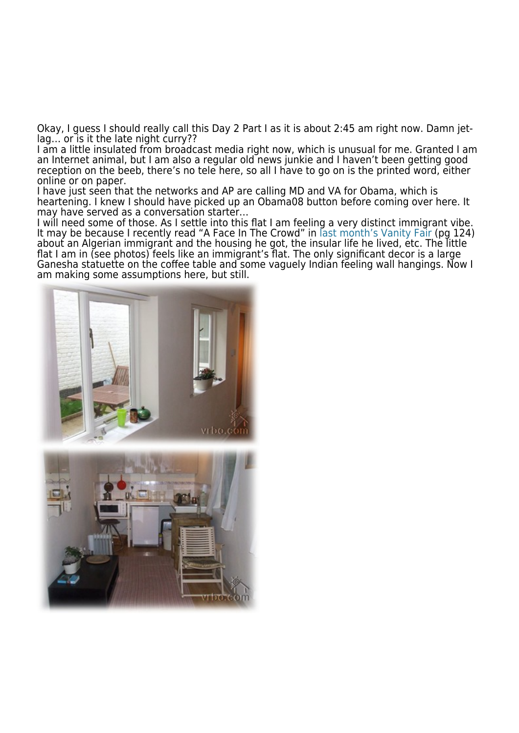Okay, I guess I should really call this Day 2 Part I as it is about 2:45 am right now. Damn jet-lag… or is it the late night curry??

I am a little insulated from broadcast media right now, which is unusual for me. Granted I am an Internet animal, but I am also a regular old news junkie and I haven't been getting good reception on the beeb, there's no tele here, so all I have to go on is the printed word, either online or on paper.

I have just seen that the networks and AP are calling MD and VA for Obama, which is heartening. I knew I should have picked up an Obama08 button before coming over here. It may have served as a conversation starter…

I will need some of those. As I settle into this flat I am feeling a very distinct immigrant vibe. It may be because I recently read "A Face In The Crowd" in last month's Vanity Fair (pg 124) about an Algerian immigrant and the housing he got, the insular life he lived, etc. The little flat I am in (see photos) feels like an immigrant's flat. The only significant decor is a large Ganesha statuette on the coffee table and some vaguely Indian feeling wall hangings. Now I am making some assumptions here, but still.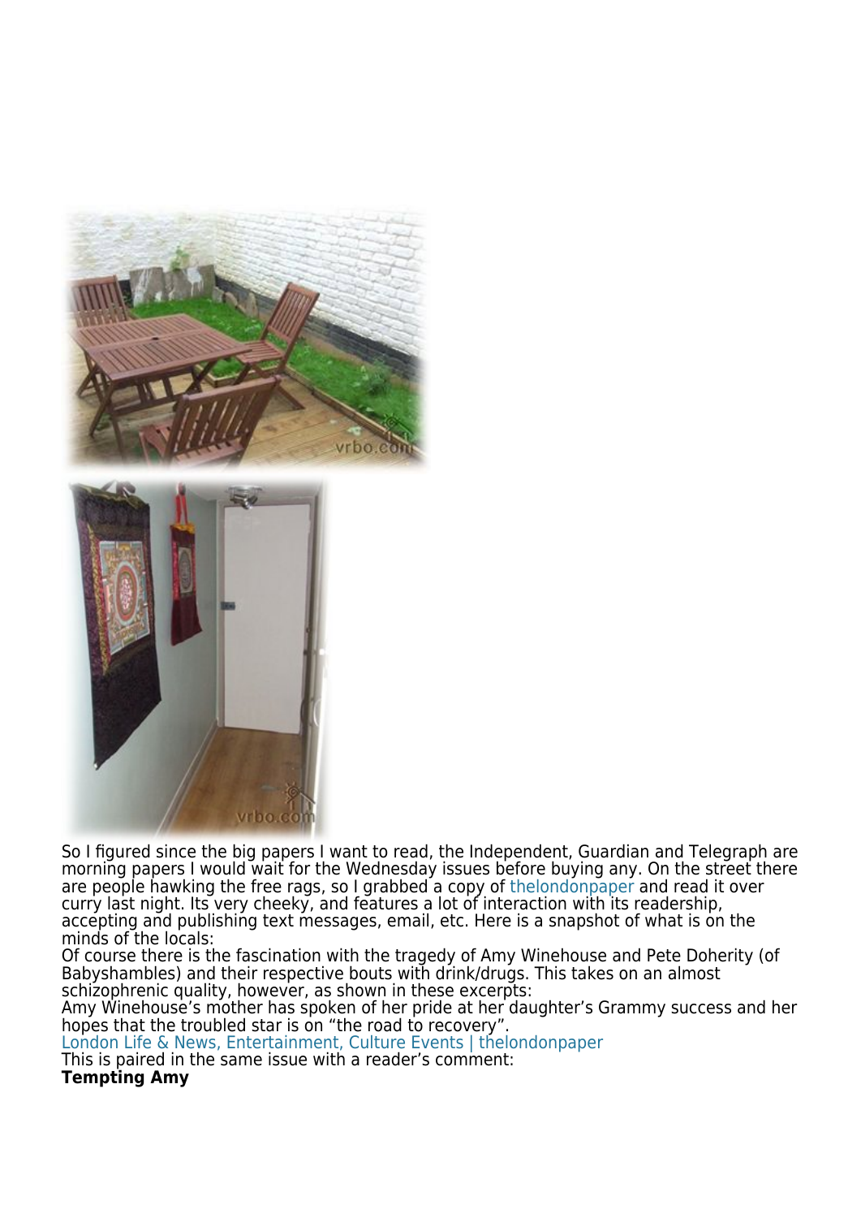So I figured since the big papers I want to read, the Independent, Guardian and Telegraph are morning papers I would wait for the Wednesday issues before buying any. On the street there are people hawking the free rags, so I grabbed a copy of thelondonpaper and read it over curry last night. Its very cheeky, and features a lot of interaction with its readership, accepting and publishing text messages, email, etc. Here is a snapshot of what is on the minds of the locals:

Of course there is the fascination with the tragedy of Amy Winehouse and Pete Doherty (of Babyshambles) and their respective bouts with drink/drugs. This takes on an almost schizophrenic quality, however, as shown in these excerpts:

Amy Winehouse's mother has spoken of her pride at her daughter's Grammy success and her hopes that the troubled star is on "the road to recovery".

London Life & News, Entertainment, Culture Events | thelondonpaper

This is paired in the same issue with a reader's comment:

**Tempting Amy**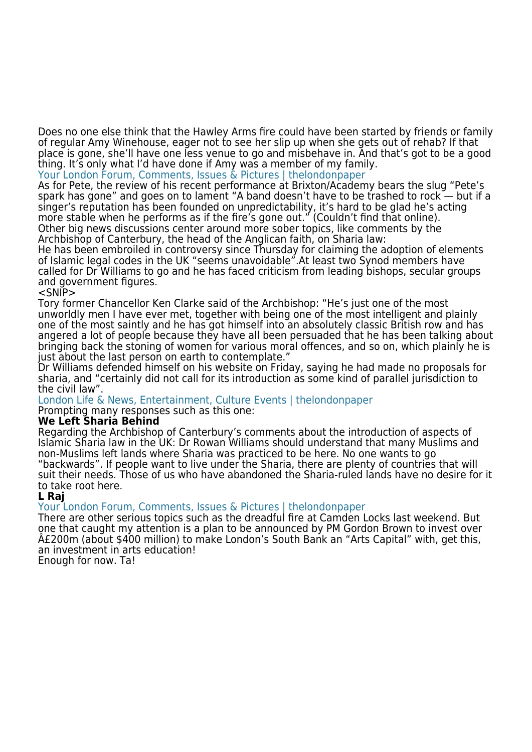Does no one else think that the Hawley Arms fire could have been started by friends or family of regular Amy Winehouse, eager not to see her slip up when she gets out of rehab? If that place is gone, she'll have one less venue to go and misbehave in. And that's got to be a good thing. It's only what I'd have done if Amy was a member of my family.

Your London Forum, Comments, Issues & Pictures | thelondonpaper

As for Pete, the review of his recent performance at Brixton/Academy bears the slug "Pete's spark has gone" and goes on to lament "A band doesn't have to be trashed to rock — but if a singer's reputation has been founded on unpredictability, it's hard to be glad he's acting more stable when he performs as if the fire's gone out." (Couldn't find that online).

Other big news discussions center around more sober topics, like comments by the Archbishop of Canterbury, the head of the Anglican faith, on Sharia law:

He has been embroiled in controversy since Thursday for claiming the adoption of elements of Islamic legal codes in the UK "seems unavoidable".At least two Synod members have called for Dr Williams to go and he has faced criticism from leading bishops, secular groups and government figures.

<SNIP>

Tory former Chancellor Ken Clarke said of the Archbishop: "He's just one of the most unworldly men I have ever met, together with being one of the most intelligent and plainly one of the most saintly and he has got himself into an absolutely classic British row and has angered a lot of people because they have all been persuaded that he has been talking about bringing back the stoning of women for various moral offences, and so on, which plainly he is just about the last person on earth to contemplate."

Dr Williams defended himself on his website on Friday, saying he had made no proposals for sharia, and "certainly did not call for its introduction as some kind of parallel jurisdiction to the civil law".

London Life & News, Entertainment, Culture Events | thelondonpaper

Prompting many responses such as this one:

**We Left Sharia Behind**

Regarding the Archbishop of Canterbury's comments about the introduction of aspects of Islamic Sharia law in the UK: Dr Rowan Williams should understand that many Muslims and non-Muslims left lands where Sharia was practiced to be here. No one wants to go "backwards". If people want to live under the Sharia, there are plenty of countries that will suit their needs. Those of us who have abandoned the Sharia-ruled lands have no desire for it to take root here.

**L Raj**

Your London Forum, Comments, Issues & Pictures | thelondonpaper

There are other serious topics such as the dreadful fire at Camden Locks last weekend. But one that caught my attention is a plan to be announced by PM Gordon Brown to invest over Â£200m (about $400 million) to make London's South Bank an "Arts Capital" with, get this, an investment in arts education!

Enough for now. Ta!